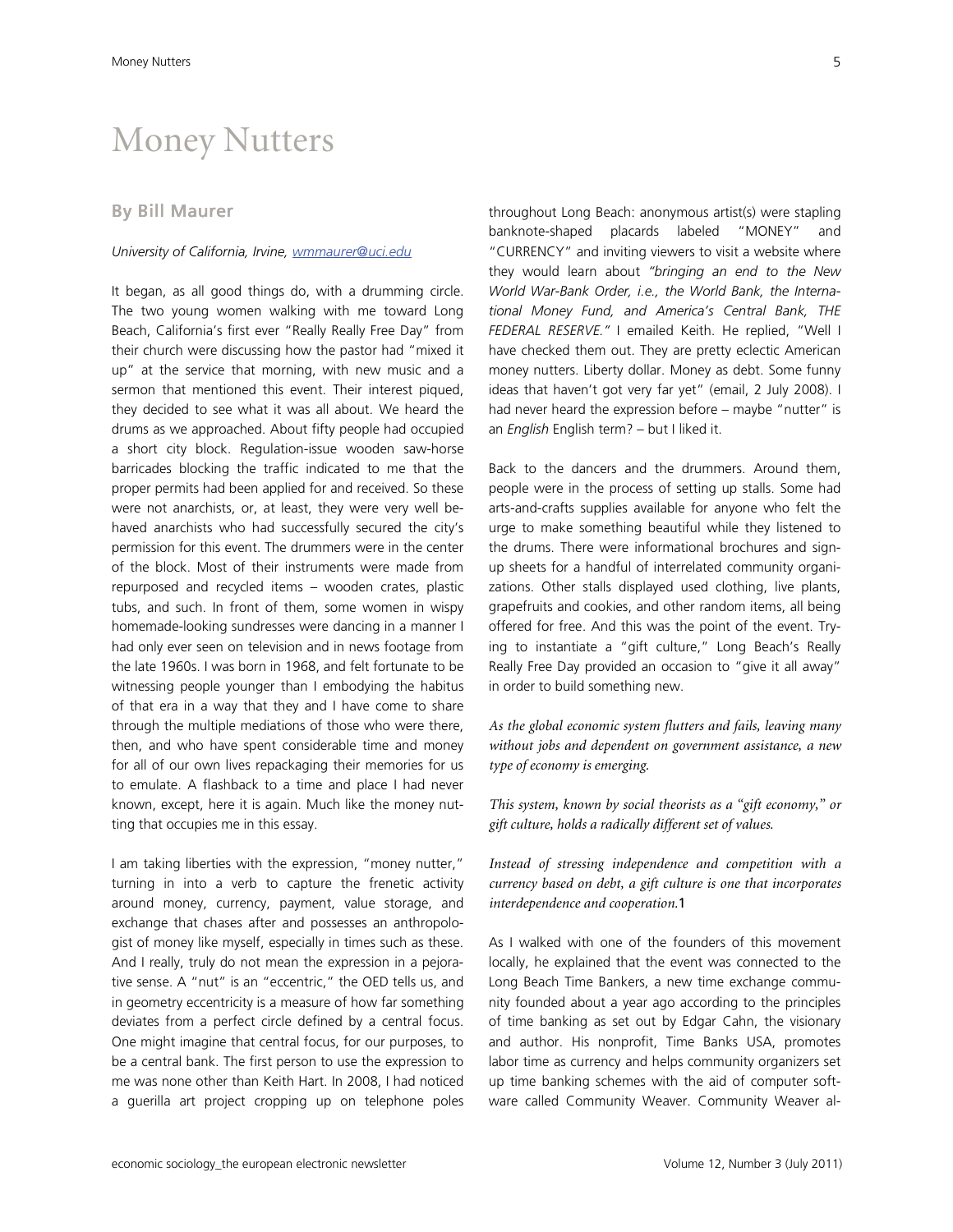# Money Nutters

## By Bill Maurer

*University of California, Irvine, wmmaurer@uci.edu*

It began, as all good things do, with a drumming circle. The two young women walking with me toward Long Beach, California's first ever "Really Really Free Day" from their church were discussing how the pastor had "mixed it up" at the service that morning, with new music and a sermon that mentioned this event. Their interest piqued, they decided to see what it was all about. We heard the drums as we approached. About fifty people had occupied a short city block. Regulation-issue wooden saw-horse barricades blocking the traffic indicated to me that the proper permits had been applied for and received. So these were not anarchists, or, at least, they were very well behaved anarchists who had successfully secured the city's permission for this event. The drummers were in the center of the block. Most of their instruments were made from repurposed and recycled items – wooden crates, plastic tubs, and such. In front of them, some women in wispy homemade-looking sundresses were dancing in a manner I had only ever seen on television and in news footage from the late 1960s. I was born in 1968, and felt fortunate to be witnessing people younger than I embodying the habitus of that era in a way that they and I have come to share through the multiple mediations of those who were there, then, and who have spent considerable time and money for all of our own lives repackaging their memories for us to emulate. A flashback to a time and place I had never known, except, here it is again. Much like the money nutting that occupies me in this essay.

I am taking liberties with the expression, "money nutter," turning in into a verb to capture the frenetic activity around money, currency, payment, value storage, and exchange that chases after and possesses an anthropologist of money like myself, especially in times such as these. And I really, truly do not mean the expression in a pejorative sense. A "nut" is an "eccentric," the OED tells us, and in geometry eccentricity is a measure of how far something deviates from a perfect circle defined by a central focus. One might imagine that central focus, for our purposes, to be a central bank. The first person to use the expression to me was none other than Keith Hart. In 2008, I had noticed a guerilla art project cropping up on telephone poles throughout Long Beach: anonymous artist(s) were stapling banknote-shaped placards labeled "MONEY" and "CURRENCY" and inviting viewers to visit a website where they would learn about *"bringing an end to the New World War-Bank Order, i.e., the World Bank, the International Money Fund, and America's Central Bank, THE FEDERAL RESERVE."* I emailed Keith. He replied, "Well I have checked them out. They are pretty eclectic American money nutters. Liberty dollar. Money as debt. Some funny ideas that haven't got very far yet" (email, 2 July 2008). I had never heard the expression before – maybe "nutter" is an *English* English term? – but I liked it.

Back to the dancers and the drummers. Around them, people were in the process of setting up stalls. Some had arts-and-crafts supplies available for anyone who felt the urge to make something beautiful while they listened to the drums. There were informational brochures and sign-up sheets for a handful of interrelated community organizations. Other stalls displayed used clothing, live plants, grapefruits and cookies, and other random items, all being offered for free. And this was the point of the event. Trying to instantiate a "gift culture," Long Beach's Really Really Free Day provided an occasion to "give it all away" in order to build something new.

*As the global economic system flutters and fails, leaving many without jobs and dependent on government assistance, a new type of economy is emerging.*

*This system, known by social theorists as a "gift economy," or gift culture, holds a radically different set of values.*

*Instead of stressing independence and competition with a currency based on debt, a gift culture is one that incorporates interdependence and cooperation.*[1]

As I walked with one of the founders of this movement locally, he explained that the event was connected to the Long Beach Time Bankers, a new time exchange community founded about a year ago according to the principles of time banking as set out by Edgar Cahn, the visionary and author. His nonprofit, Time Banks USA, promotes labor time as currency and helps community organizers set up time banking schemes with the aid of computer software called Community Weaver. Community Weaver al-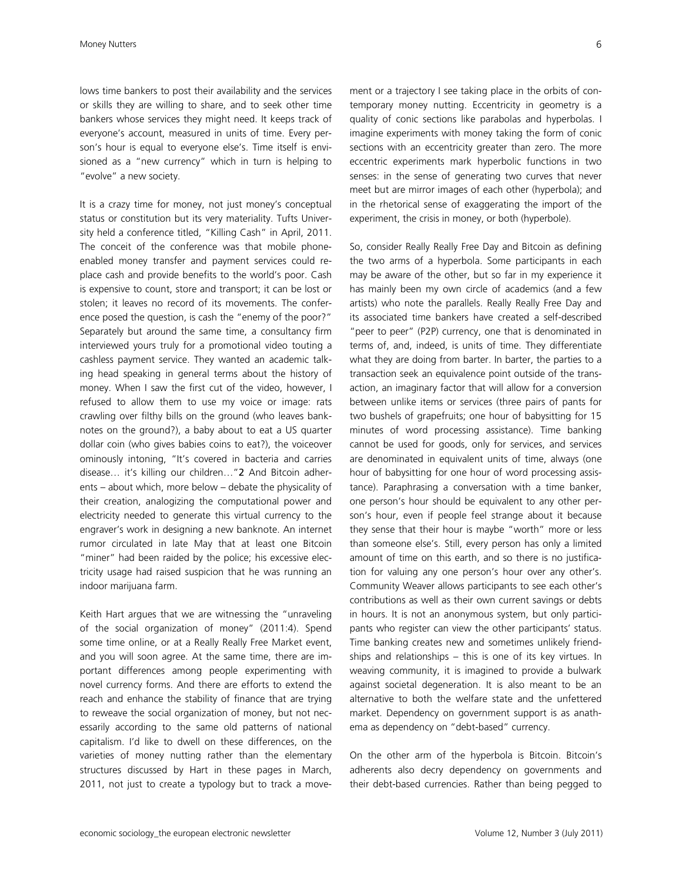lows time bankers to post their availability and the services or skills they are willing to share, and to seek other time bankers whose services they might need. It keeps track of everyone's account, measured in units of time. Every person's hour is equal to everyone else's. Time itself is envisioned as a "new currency" which in turn is helping to "evolve" a new society.

It is a crazy time for money, not just money's conceptual status or constitution but its very materiality. Tufts University held a conference titled, "Killing Cash" in April, 2011. The conceit of the conference was that mobile phone-enabled money transfer and payment services could replace cash and provide benefits to the world's poor. Cash is expensive to count, store and transport; it can be lost or stolen; it leaves no record of its movements. The conference posed the question, is cash the "enemy of the poor?" Separately but around the same time, a consultancy firm interviewed yours truly for a promotional video touting a cashless payment service. They wanted an academic talking head speaking in general terms about the history of money. When I saw the first cut of the video, however, I refused to allow them to use my voice or image: rats crawling over filthy bills on the ground (who leaves banknotes on the ground?), a baby about to eat a US quarter dollar coin (who gives babies coins to eat?), the voiceover ominously intoning, "It's covered in bacteria and carries disease… it's killing our children…"[2] And Bitcoin adherents – about which, more below – debate the physicality of their creation, analogizing the computational power and electricity needed to generate this virtual currency to the engraver's work in designing a new banknote. An internet rumor circulated in late May that at least one Bitcoin "miner" had been raided by the police; his excessive electricity usage had raised suspicion that he was running an indoor marijuana farm.

Keith Hart argues that we are witnessing the "unraveling of the social organization of money" (2011:4). Spend some time online, or at a Really Really Free Market event, and you will soon agree. At the same time, there are important differences among people experimenting with novel currency forms. And there are efforts to extend the reach and enhance the stability of finance that are trying to reweave the social organization of money, but not necessarily according to the same old patterns of national capitalism. I'd like to dwell on these differences, on the varieties of money nutting rather than the elementary structures discussed by Hart in these pages in March, 2011, not just to create a typology but to track a movement or a trajectory I see taking place in the orbits of contemporary money nutting. Eccentricity in geometry is a quality of conic sections like parabolas and hyperbolas. I imagine experiments with money taking the form of conic sections with an eccentricity greater than zero. The more eccentric experiments mark hyperbolic functions in two senses: in the sense of generating two curves that never meet but are mirror images of each other (hyperbola); and in the rhetorical sense of exaggerating the import of the experiment, the crisis in money, or both (hyperbole).

So, consider Really Really Free Day and Bitcoin as defining the two arms of a hyperbola. Some participants in each may be aware of the other, but so far in my experience it has mainly been my own circle of academics (and a few artists) who note the parallels. Really Really Free Day and its associated time bankers have created a self-described "peer to peer" (P2P) currency, one that is denominated in terms of, and, indeed, is units of time. They differentiate what they are doing from barter. In barter, the parties to a transaction seek an equivalence point outside of the transaction, an imaginary factor that will allow for a conversion between unlike items or services (three pairs of pants for two bushels of grapefruits; one hour of babysitting for 15 minutes of word processing assistance). Time banking cannot be used for goods, only for services, and services are denominated in equivalent units of time, always (one hour of babysitting for one hour of word processing assistance). Paraphrasing a conversation with a time banker, one person's hour should be equivalent to any other person's hour, even if people feel strange about it because they sense that their hour is maybe "worth" more or less than someone else's. Still, every person has only a limited amount of time on this earth, and so there is no justification for valuing any one person's hour over any other's. Community Weaver allows participants to see each other's contributions as well as their own current savings or debts in hours. It is not an anonymous system, but only participants who register can view the other participants' status. Time banking creates new and sometimes unlikely friendships and relationships – this is one of its key virtues. In weaving community, it is imagined to provide a bulwark against societal degeneration. It is also meant to be an alternative to both the welfare state and the unfettered market. Dependency on government support is as anathema as dependency on "debt-based" currency.

On the other arm of the hyperbola is Bitcoin. Bitcoin's adherents also decry dependency on governments and their debt-based currencies. Rather than being pegged to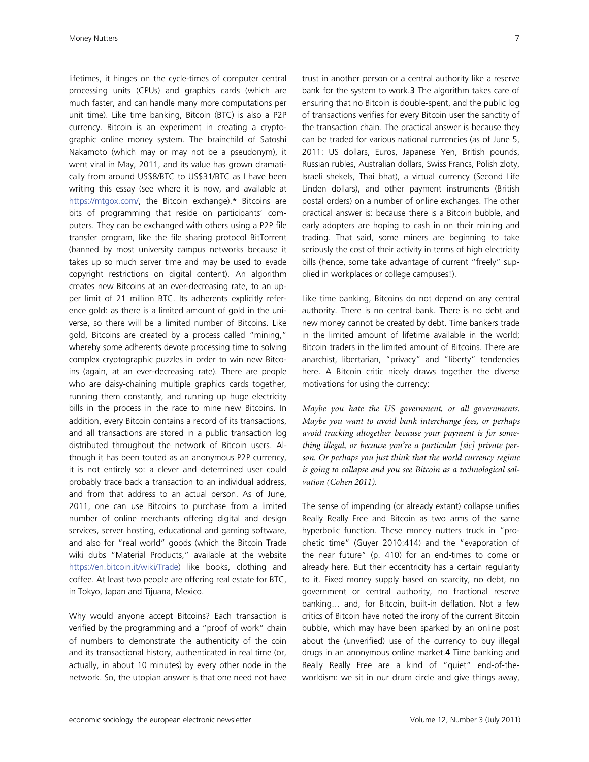lifetimes, it hinges on the cycle-times of computer central processing units (CPUs) and graphics cards (which are much faster, and can handle many more computations per unit time). Like time banking, Bitcoin (BTC) is also a P2P currency. Bitcoin is an experiment in creating a cryptographic online money system. The brainchild of Satoshi Nakamoto (which may or may not be a pseudonym), it went viral in May, 2011, and its value has grown dramatically from around US$8/BTC to US$31/BTC as I have been writing this essay (see where it is now, and available at https://mtgox.com/, the Bitcoin exchange).* Bitcoins are bits of programming that reside on participants' computers. They can be exchanged with others using a P2P file transfer program, like the file sharing protocol BitTorrent (banned by most university campus networks because it takes up so much server time and may be used to evade copyright restrictions on digital content). An algorithm creates new Bitcoins at an ever-decreasing rate, to an upper limit of 21 million BTC. Its adherents explicitly reference gold: as there is a limited amount of gold in the universe, so there will be a limited number of Bitcoins. Like gold, Bitcoins are created by a process called "mining," whereby some adherents devote processing time to solving complex cryptographic puzzles in order to win new Bitcoins (again, at an ever-decreasing rate). There are people who are daisy-chaining multiple graphics cards together, running them constantly, and running up huge electricity bills in the process in the race to mine new Bitcoins. In addition, every Bitcoin contains a record of its transactions, and all transactions are stored in a public transaction log distributed throughout the network of Bitcoin users. Although it has been touted as an anonymous P2P currency, it is not entirely so: a clever and determined user could probably trace back a transaction to an individual address, and from that address to an actual person. As of June, 2011, one can use Bitcoins to purchase from a limited number of online merchants offering digital and design services, server hosting, educational and gaming software, and also for "real world" goods (which the Bitcoin Trade wiki dubs "Material Products," available at the website https://en.bitcoin.it/wiki/Trade) like books, clothing and coffee. At least two people are offering real estate for BTC, in Tokyo, Japan and Tijuana, Mexico.

Why would anyone accept Bitcoins? Each transaction is verified by the programming and a "proof of work" chain of numbers to demonstrate the authenticity of the coin and its transactional history, authenticated in real time (or, actually, in about 10 minutes) by every other node in the network. So, the utopian answer is that one need not have trust in another person or a central authority like a reserve bank for the system to work.**3** The algorithm takes care of ensuring that no Bitcoin is double-spent, and the public log of transactions verifies for every Bitcoin user the sanctity of the transaction chain. The practical answer is because they can be traded for various national currencies (as of June 5, 2011: US dollars, Euros, Japanese Yen, British pounds, Russian rubles, Australian dollars, Swiss Francs, Polish zloty, Israeli shekels, Thai bhat), a virtual currency (Second Life Linden dollars), and other payment instruments (British postal orders) on a number of online exchanges. The other practical answer is: because there is a Bitcoin bubble, and early adopters are hoping to cash in on their mining and trading. That said, some miners are beginning to take seriously the cost of their activity in terms of high electricity bills (hence, some take advantage of current "freely" supplied in workplaces or college campuses!).

Like time banking, Bitcoins do not depend on any central authority. There is no central bank. There is no debt and new money cannot be created by debt. Time bankers trade in the limited amount of lifetime available in the world; Bitcoin traders in the limited amount of Bitcoins. There are anarchist, libertarian, "privacy" and "liberty" tendencies here. A Bitcoin critic nicely draws together the diverse motivations for using the currency:

*Maybe you hate the US government, or all governments. Maybe you want to avoid bank interchange fees, or perhaps avoid tracking altogether because your payment is for something illegal, or because you're a particular [sic] private person. Or perhaps you just think that the world currency regime is going to collapse and you see Bitcoin as a technological salvation (Cohen 2011).*

The sense of impending (or already extant) collapse unifies Really Really Free and Bitcoin as two arms of the same hyperbolic function. These money nutters truck in "prophetic time" (Guyer 2010:414) and the "evaporation of the near future" (p. 410) for an end-times to come or already here. But their eccentricity has a certain regularity to it. Fixed money supply based on scarcity, no debt, no government or central authority, no fractional reserve banking… and, for Bitcoin, built-in deflation. Not a few critics of Bitcoin have noted the irony of the current Bitcoin bubble, which may have been sparked by an online post about the (unverified) use of the currency to buy illegal drugs in an anonymous online market.**4** Time banking and Really Really Free are a kind of "quiet" end-of-the-worldism: we sit in our drum circle and give things away,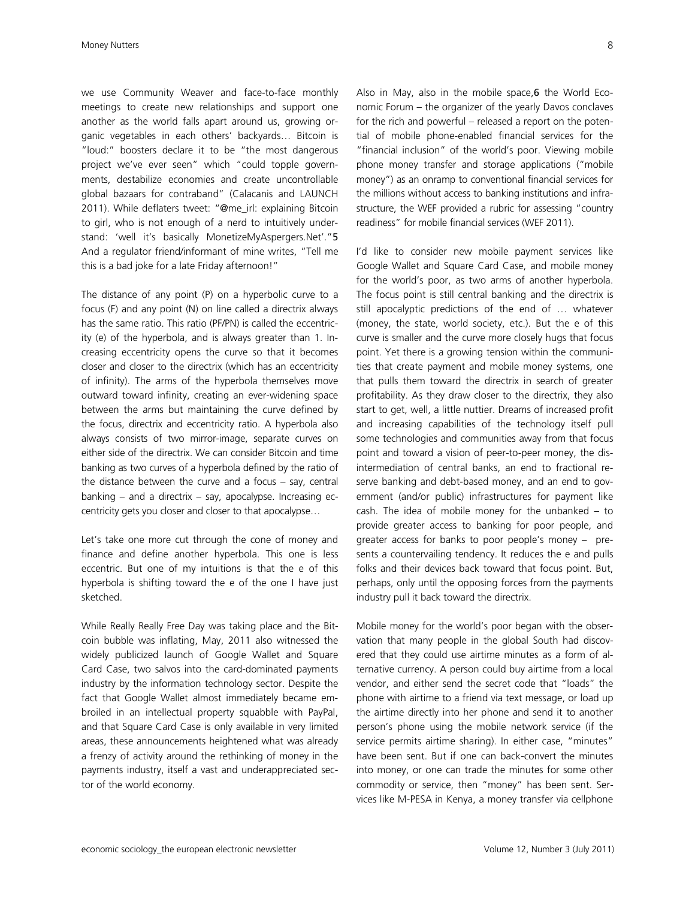we use Community Weaver and face-to-face monthly meetings to create new relationships and support one another as the world falls apart around us, growing organic vegetables in each others' backyards… Bitcoin is "loud:" boosters declare it to be "the most dangerous project we've ever seen" which "could topple governments, destabilize economies and create uncontrollable global bazaars for contraband" (Calacanis and LAUNCH 2011). While deflaters tweet: "@me_irl: explaining Bitcoin to girl, who is not enough of a nerd to intuitively understand: 'well it's basically MonetizeMyAspergers.Net'."[5] And a regulator friend/informant of mine writes, "Tell me this is a bad joke for a late Friday afternoon!"

The distance of any point (P) on a hyperbolic curve to a focus (F) and any point (N) on line called a directrix always has the same ratio. This ratio (PF/PN) is called the eccentricity (e) of the hyperbola, and is always greater than 1. Increasing eccentricity opens the curve so that it becomes closer and closer to the directrix (which has an eccentricity of infinity). The arms of the hyperbola themselves move outward toward infinity, creating an ever-widening space between the arms but maintaining the curve defined by the focus, directrix and eccentricity ratio. A hyperbola also always consists of two mirror-image, separate curves on either side of the directrix. We can consider Bitcoin and time banking as two curves of a hyperbola defined by the ratio of the distance between the curve and a focus – say, central banking – and a directrix – say, apocalypse. Increasing eccentricity gets you closer and closer to that apocalypse…

Let's take one more cut through the cone of money and finance and define another hyperbola. This one is less eccentric. But one of my intuitions is that the e of this hyperbola is shifting toward the e of the one I have just sketched.

While Really Really Free Day was taking place and the Bitcoin bubble was inflating, May, 2011 also witnessed the widely publicized launch of Google Wallet and Square Card Case, two salvos into the card-dominated payments industry by the information technology sector. Despite the fact that Google Wallet almost immediately became embroiled in an intellectual property squabble with PayPal, and that Square Card Case is only available in very limited areas, these announcements heightened what was already a frenzy of activity around the rethinking of money in the payments industry, itself a vast and underappreciated sector of the world economy.

Also in May, also in the mobile space,[6] the World Economic Forum – the organizer of the yearly Davos conclaves for the rich and powerful – released a report on the potential of mobile phone-enabled financial services for the "financial inclusion" of the world's poor. Viewing mobile phone money transfer and storage applications ("mobile money") as an onramp to conventional financial services for the millions without access to banking institutions and infrastructure, the WEF provided a rubric for assessing "country readiness" for mobile financial services (WEF 2011).

I'd like to consider new mobile payment services like Google Wallet and Square Card Case, and mobile money for the world's poor, as two arms of another hyperbola. The focus point is still central banking and the directrix is still apocalyptic predictions of the end of … whatever (money, the state, world society, etc.). But the e of this curve is smaller and the curve more closely hugs that focus point. Yet there is a growing tension within the communities that create payment and mobile money systems, one that pulls them toward the directrix in search of greater profitability. As they draw closer to the directrix, they also start to get, well, a little nuttier. Dreams of increased profit and increasing capabilities of the technology itself pull some technologies and communities away from that focus point and toward a vision of peer-to-peer money, the disintermediation of central banks, an end to fractional reserve banking and debt-based money, and an end to government (and/or public) infrastructures for payment like cash. The idea of mobile money for the unbanked – to provide greater access to banking for poor people, and greater access for banks to poor people's money – presents a countervailing tendency. It reduces the e and pulls folks and their devices back toward that focus point. But, perhaps, only until the opposing forces from the payments industry pull it back toward the directrix.

Mobile money for the world's poor began with the observation that many people in the global South had discovered that they could use airtime minutes as a form of alternative currency. A person could buy airtime from a local vendor, and either send the secret code that "loads" the phone with airtime to a friend via text message, or load up the airtime directly into her phone and send it to another person's phone using the mobile network service (if the service permits airtime sharing). In either case, "minutes" have been sent. But if one can back-convert the minutes into money, or one can trade the minutes for some other commodity or service, then "money" has been sent. Services like M-PESA in Kenya, a money transfer via cellphone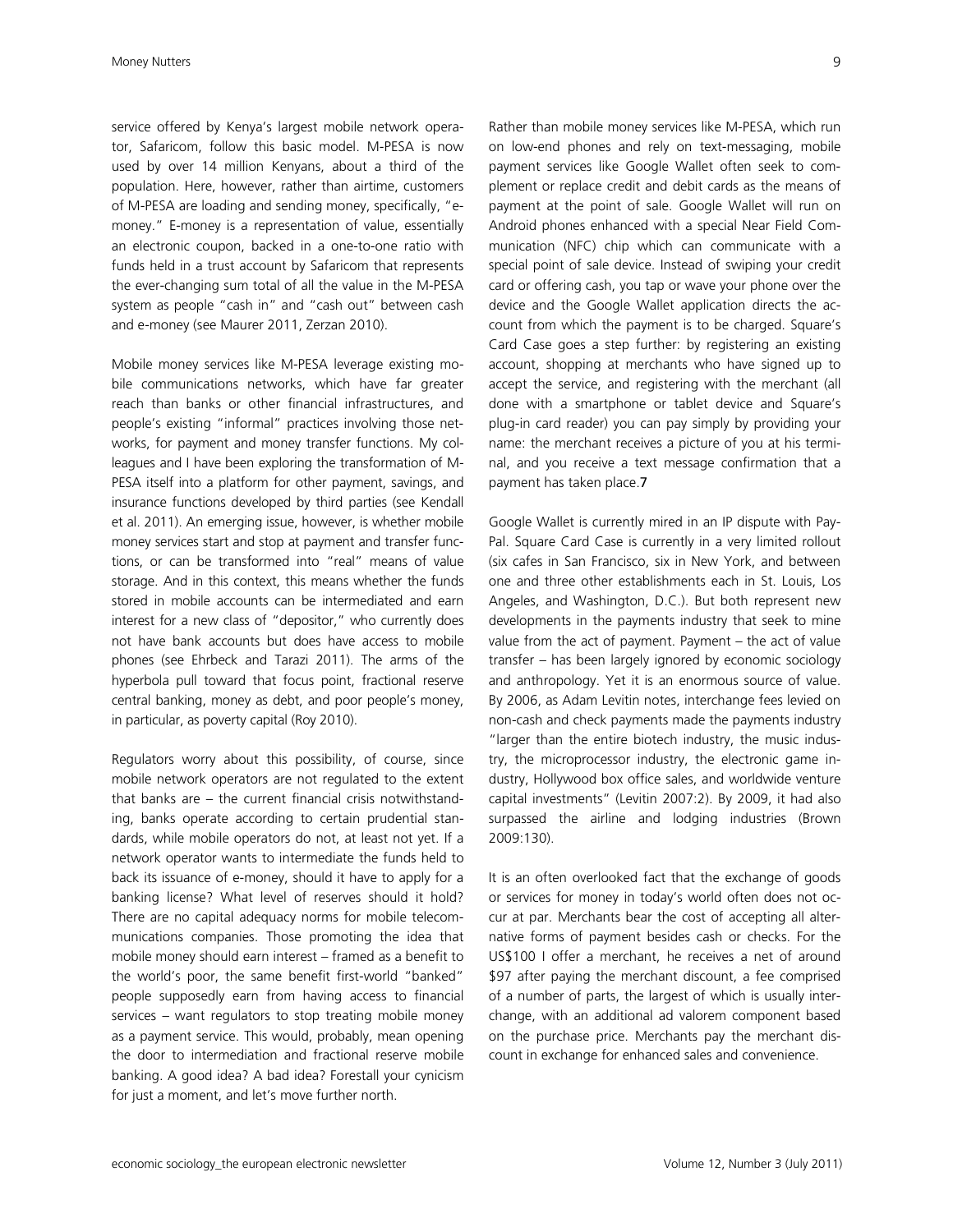service offered by Kenya's largest mobile network operator, Safaricom, follow this basic model. M-PESA is now used by over 14 million Kenyans, about a third of the population. Here, however, rather than airtime, customers of M-PESA are loading and sending money, specifically, "e-money." E-money is a representation of value, essentially an electronic coupon, backed in a one-to-one ratio with funds held in a trust account by Safaricom that represents the ever-changing sum total of all the value in the M-PESA system as people "cash in" and "cash out" between cash and e-money (see Maurer 2011, Zerzan 2010).

Mobile money services like M-PESA leverage existing mobile communications networks, which have far greater reach than banks or other financial infrastructures, and people's existing "informal" practices involving those networks, for payment and money transfer functions. My colleagues and I have been exploring the transformation of M-PESA itself into a platform for other payment, savings, and insurance functions developed by third parties (see Kendall et al. 2011). An emerging issue, however, is whether mobile money services start and stop at payment and transfer functions, or can be transformed into "real" means of value storage. And in this context, this means whether the funds stored in mobile accounts can be intermediated and earn interest for a new class of "depositor," who currently does not have bank accounts but does have access to mobile phones (see Ehrbeck and Tarazi 2011). The arms of the hyperbola pull toward that focus point, fractional reserve central banking, money as debt, and poor people's money, in particular, as poverty capital (Roy 2010).

Regulators worry about this possibility, of course, since mobile network operators are not regulated to the extent that banks are – the current financial crisis notwithstanding, banks operate according to certain prudential standards, while mobile operators do not, at least not yet. If a network operator wants to intermediate the funds held to back its issuance of e-money, should it have to apply for a banking license? What level of reserves should it hold? There are no capital adequacy norms for mobile telecommunications companies. Those promoting the idea that mobile money should earn interest – framed as a benefit to the world's poor, the same benefit first-world "banked" people supposedly earn from having access to financial services – want regulators to stop treating mobile money as a payment service. This would, probably, mean opening the door to intermediation and fractional reserve mobile banking. A good idea? A bad idea? Forestall your cynicism for just a moment, and let's move further north.

Rather than mobile money services like M-PESA, which run on low-end phones and rely on text-messaging, mobile payment services like Google Wallet often seek to complement or replace credit and debit cards as the means of payment at the point of sale. Google Wallet will run on Android phones enhanced with a special Near Field Communication (NFC) chip which can communicate with a special point of sale device. Instead of swiping your credit card or offering cash, you tap or wave your phone over the device and the Google Wallet application directs the account from which the payment is to be charged. Square's Card Case goes a step further: by registering an existing account, shopping at merchants who have signed up to accept the service, and registering with the merchant (all done with a smartphone or tablet device and Square's plug-in card reader) you can pay simply by providing your name: the merchant receives a picture of you at his terminal, and you receive a text message confirmation that a payment has taken place.**7**

Google Wallet is currently mired in an IP dispute with PayPal. Square Card Case is currently in a very limited rollout (six cafes in San Francisco, six in New York, and between one and three other establishments each in St. Louis, Los Angeles, and Washington, D.C.). But both represent new developments in the payments industry that seek to mine value from the act of payment. Payment – the act of value transfer – has been largely ignored by economic sociology and anthropology. Yet it is an enormous source of value. By 2006, as Adam Levitin notes, interchange fees levied on non-cash and check payments made the payments industry "larger than the entire biotech industry, the music industry, the microprocessor industry, the electronic game industry, Hollywood box office sales, and worldwide venture capital investments" (Levitin 2007:2). By 2009, it had also surpassed the airline and lodging industries (Brown 2009:130).

It is an often overlooked fact that the exchange of goods or services for money in today's world often does not occur at par. Merchants bear the cost of accepting all alternative forms of payment besides cash or checks. For the US$100 I offer a merchant, he receives a net of around $97 after paying the merchant discount, a fee comprised of a number of parts, the largest of which is usually interchange, with an additional ad valorem component based on the purchase price. Merchants pay the merchant discount in exchange for enhanced sales and convenience.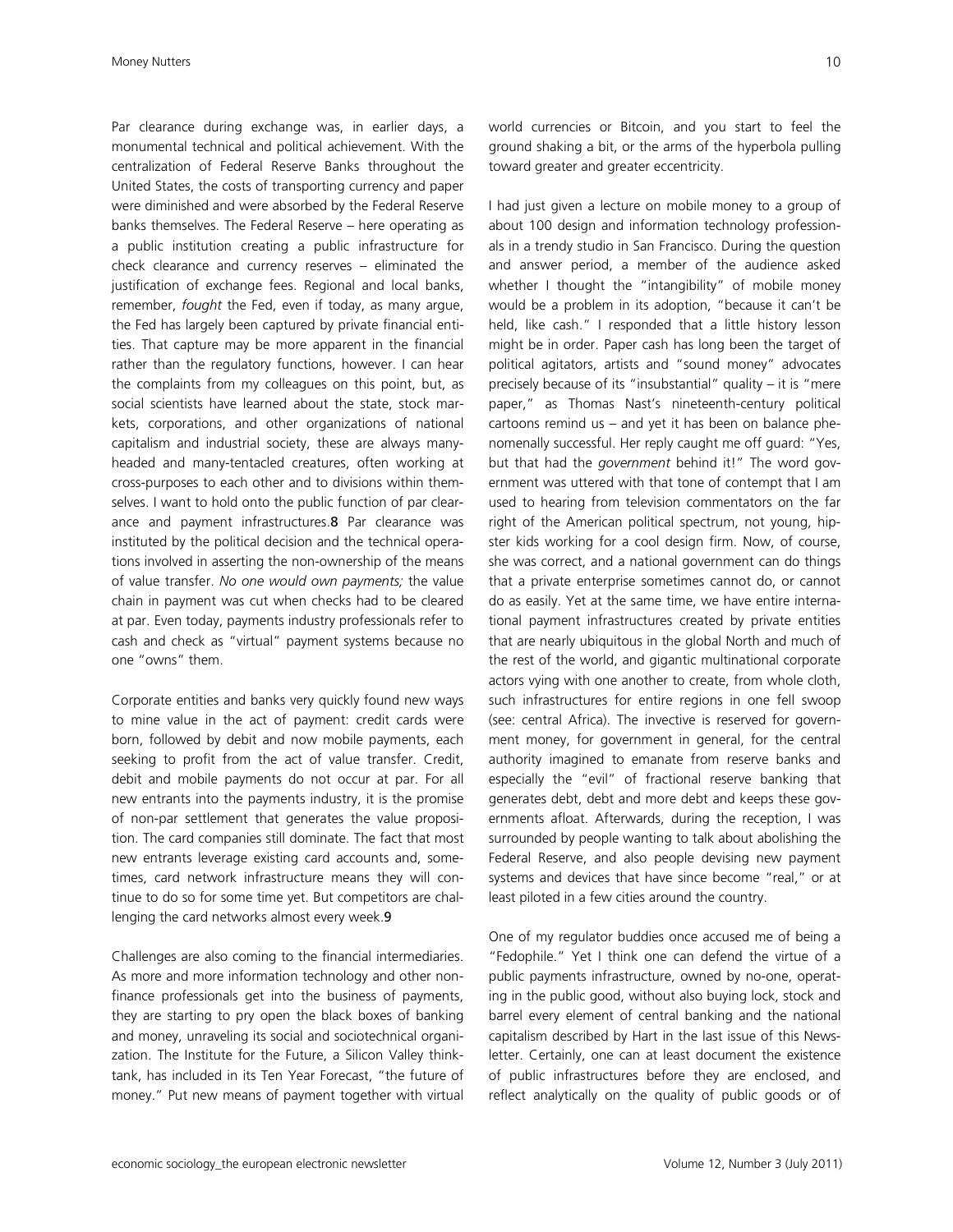Par clearance during exchange was, in earlier days, a monumental technical and political achievement. With the centralization of Federal Reserve Banks throughout the United States, the costs of transporting currency and paper were diminished and were absorbed by the Federal Reserve banks themselves. The Federal Reserve – here operating as a public institution creating a public infrastructure for check clearance and currency reserves – eliminated the justification of exchange fees. Regional and local banks, remember, *fought* the Fed, even if today, as many argue, the Fed has largely been captured by private financial entities. That capture may be more apparent in the financial rather than the regulatory functions, however. I can hear the complaints from my colleagues on this point, but, as social scientists have learned about the state, stock markets, corporations, and other organizations of national capitalism and industrial society, these are always many-headed and many-tentacled creatures, often working at cross-purposes to each other and to divisions within themselves. I want to hold onto the public function of par clearance and payment infrastructures.**8** Par clearance was instituted by the political decision and the technical operations involved in asserting the non-ownership of the means of value transfer. *No one would own payments;* the value chain in payment was cut when checks had to be cleared at par. Even today, payments industry professionals refer to cash and check as "virtual" payment systems because no one "owns" them.

Corporate entities and banks very quickly found new ways to mine value in the act of payment: credit cards were born, followed by debit and now mobile payments, each seeking to profit from the act of value transfer. Credit, debit and mobile payments do not occur at par. For all new entrants into the payments industry, it is the promise of non-par settlement that generates the value proposition. The card companies still dominate. The fact that most new entrants leverage existing card accounts and, sometimes, card network infrastructure means they will continue to do so for some time yet. But competitors are challenging the card networks almost every week.**9**

Challenges are also coming to the financial intermediaries. As more and more information technology and other non-finance professionals get into the business of payments, they are starting to pry open the black boxes of banking and money, unraveling its social and sociotechnical organization. The Institute for the Future, a Silicon Valley think-tank, has included in its Ten Year Forecast, "the future of money." Put new means of payment together with virtual world currencies or Bitcoin, and you start to feel the ground shaking a bit, or the arms of the hyperbola pulling toward greater and greater eccentricity.

I had just given a lecture on mobile money to a group of about 100 design and information technology professionals in a trendy studio in San Francisco. During the question and answer period, a member of the audience asked whether I thought the "intangibility" of mobile money would be a problem in its adoption, "because it can't be held, like cash." I responded that a little history lesson might be in order. Paper cash has long been the target of political agitators, artists and "sound money" advocates precisely because of its "insubstantial" quality – it is "mere paper," as Thomas Nast's nineteenth-century political cartoons remind us – and yet it has been on balance phenomenally successful. Her reply caught me off guard: "Yes, but that had the *government* behind it!" The word government was uttered with that tone of contempt that I am used to hearing from television commentators on the far right of the American political spectrum, not young, hipster kids working for a cool design firm. Now, of course, she was correct, and a national government can do things that a private enterprise sometimes cannot do, or cannot do as easily. Yet at the same time, we have entire international payment infrastructures created by private entities that are nearly ubiquitous in the global North and much of the rest of the world, and gigantic multinational corporate actors vying with one another to create, from whole cloth, such infrastructures for entire regions in one fell swoop (see: central Africa). The invective is reserved for government money, for government in general, for the central authority imagined to emanate from reserve banks and especially the "evil" of fractional reserve banking that generates debt, debt and more debt and keeps these governments afloat. Afterwards, during the reception, I was surrounded by people wanting to talk about abolishing the Federal Reserve, and also people devising new payment systems and devices that have since become "real," or at least piloted in a few cities around the country.

One of my regulator buddies once accused me of being a "Fedophile." Yet I think one can defend the virtue of a public payments infrastructure, owned by no-one, operating in the public good, without also buying lock, stock and barrel every element of central banking and the national capitalism described by Hart in the last issue of this Newsletter. Certainly, one can at least document the existence of public infrastructures before they are enclosed, and reflect analytically on the quality of public goods or of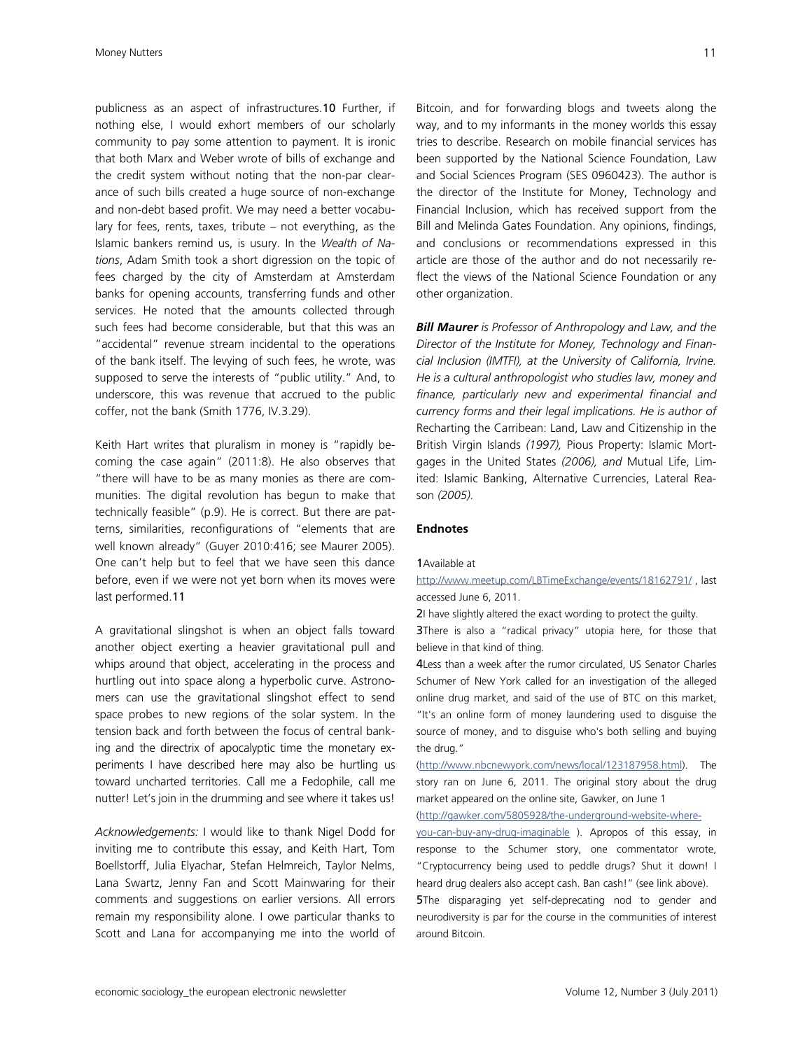publicness as an aspect of infrastructures.[10] Further, if nothing else, I would exhort members of our scholarly community to pay some attention to payment. It is ironic that both Marx and Weber wrote of bills of exchange and the credit system without noting that the non-par clearance of such bills created a huge source of non-exchange and non-debt based profit. We may need a better vocabulary for fees, rents, taxes, tribute – not everything, as the Islamic bankers remind us, is usury. In the *Wealth of Nations*, Adam Smith took a short digression on the topic of fees charged by the city of Amsterdam at Amsterdam banks for opening accounts, transferring funds and other services. He noted that the amounts collected through such fees had become considerable, but that this was an "accidental" revenue stream incidental to the operations of the bank itself. The levying of such fees, he wrote, was supposed to serve the interests of "public utility." And, to underscore, this was revenue that accrued to the public coffer, not the bank (Smith 1776, IV.3.29).

Keith Hart writes that pluralism in money is "rapidly becoming the case again" (2011:8). He also observes that "there will have to be as many monies as there are communities. The digital revolution has begun to make that technically feasible" (p.9). He is correct. But there are patterns, similarities, reconfigurations of "elements that are well known already" (Guyer 2010:416; see Maurer 2005). One can't help but to feel that we have seen this dance before, even if we were not yet born when its moves were last performed.[11]

A gravitational slingshot is when an object falls toward another object exerting a heavier gravitational pull and whips around that object, accelerating in the process and hurtling out into space along a hyperbolic curve. Astronomers can use the gravitational slingshot effect to send space probes to new regions of the solar system. In the tension back and forth between the focus of central banking and the directrix of apocalyptic time the monetary experiments I have described here may also be hurtling us toward uncharted territories. Call me a Fedophile, call me nutter! Let's join in the drumming and see where it takes us!

*Acknowledgements:* I would like to thank Nigel Dodd for inviting me to contribute this essay, and Keith Hart, Tom Boellstorff, Julia Elyachar, Stefan Helmreich, Taylor Nelms, Lana Swartz, Jenny Fan and Scott Mainwaring for their comments and suggestions on earlier versions. All errors remain my responsibility alone. I owe particular thanks to Scott and Lana for accompanying me into the world of Bitcoin, and for forwarding blogs and tweets along the way, and to my informants in the money worlds this essay tries to describe. Research on mobile financial services has been supported by the National Science Foundation, Law and Social Sciences Program (SES 0960423). The author is the director of the Institute for Money, Technology and Financial Inclusion, which has received support from the Bill and Melinda Gates Foundation. Any opinions, findings, and conclusions or recommendations expressed in this article are those of the author and do not necessarily reflect the views of the National Science Foundation or any other organization.

***Bill Maurer*** *is Professor of Anthropology and Law, and the Director of the Institute for Money, Technology and Financial Inclusion (IMTFI), at the University of California, Irvine. He is a cultural anthropologist who studies law, money and finance, particularly new and experimental financial and currency forms and their legal implications. He is author of* Recharting the Carribean: Land, Law and Citizenship in the British Virgin Islands *(1997),* Pious Property: Islamic Mortgages in the United States *(2006), and* Mutual Life, Limited: Islamic Banking, Alternative Currencies, Lateral Reason *(2005).*

### Endnotes

**1** Available at http://www.meetup.com/LBTimeExchange/events/18162791/ , last accessed June 6, 2011.

**2** I have slightly altered the exact wording to protect the guilty.

**3** There is also a "radical privacy" utopia here, for those that believe in that kind of thing.

**4** Less than a week after the rumor circulated, US Senator Charles Schumer of New York called for an investigation of the alleged online drug market, and said of the use of BTC on this market, "It's an online form of money laundering used to disguise the source of money, and to disguise who's both selling and buying the drug." (http://www.nbcnewyork.com/news/local/123187958.html). The story ran on June 6, 2011. The original story about the drug market appeared on the online site, Gawker, on June 1 (http://gawker.com/5805928/the-underground-website-where-you-can-buy-any-drug-imaginable ). Apropos of this essay, in response to the Schumer story, one commentator wrote, "Cryptocurrency being used to peddle drugs? Shut it down! I heard drug dealers also accept cash. Ban cash!" (see link above).

**5** The disparaging yet self-deprecating nod to gender and neurodiversity is par for the course in the communities of interest around Bitcoin.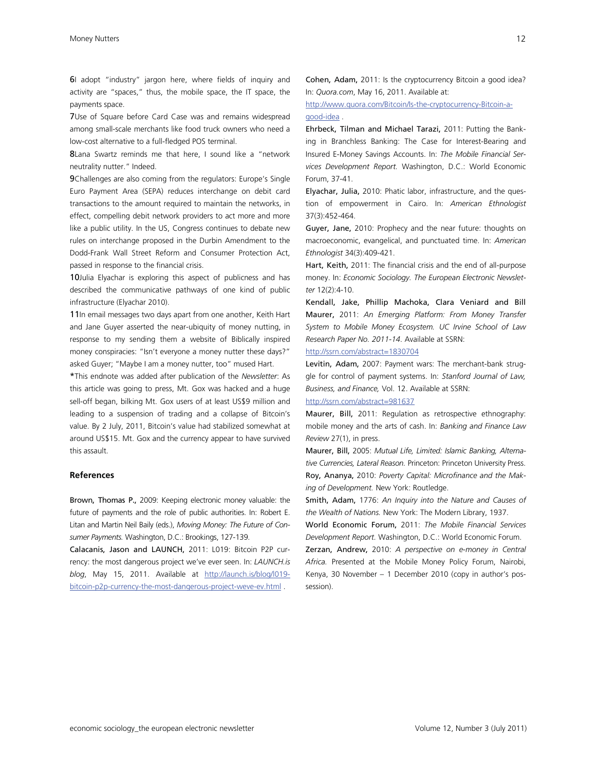6I adopt "industry" jargon here, where fields of inquiry and activity are "spaces," thus, the mobile space, the IT space, the payments space.

7Use of Square before Card Case was and remains widespread among small-scale merchants like food truck owners who need a low-cost alternative to a full-fledged POS terminal.

8Lana Swartz reminds me that here, I sound like a "network neutrality nutter." Indeed.

9Challenges are also coming from the regulators: Europe's Single Euro Payment Area (SEPA) reduces interchange on debit card transactions to the amount required to maintain the networks, in effect, compelling debit network providers to act more and more like a public utility. In the US, Congress continues to debate new rules on interchange proposed in the Durbin Amendment to the Dodd-Frank Wall Street Reform and Consumer Protection Act, passed in response to the financial crisis.

10Julia Elyachar is exploring this aspect of publicness and has described the communicative pathways of one kind of public infrastructure (Elyachar 2010).

11In email messages two days apart from one another, Keith Hart and Jane Guyer asserted the near-ubiquity of money nutting, in response to my sending them a website of Biblically inspired money conspiracies: "Isn't everyone a money nutter these days?" asked Guyer; "Maybe I am a money nutter, too" mused Hart.

*This endnote was added after publication of the *Newsletter*: As this article was going to press, Mt. Gox was hacked and a huge sell-off began, bilking Mt. Gox users of at least US$9 million and leading to a suspension of trading and a collapse of Bitcoin's value. By 2 July, 2011, Bitcoin's value had stabilized somewhat at around US$15. Mt. Gox and the currency appear to have survived this assault.

## References

**Brown, Thomas P.,** 2009: Keeping electronic money valuable: the future of payments and the role of public authorities. In: Robert E. Litan and Martin Neil Baily (eds.), *Moving Money: The Future of Consumer Payments.* Washington, D.C.: Brookings, 127-139.

**Calacanis, Jason and LAUNCH,** 2011: L019: Bitcoin P2P currency: the most dangerous project we've ever seen. In: *LAUNCH.is blog*, May 15, 2011. Available at http://launch.is/blog/l019-bitcoin-p2p-currency-the-most-dangerous-project-weve-ev.html .

**Cohen, Adam,** 2011: Is the cryptocurrency Bitcoin a good idea? In: *Quora.com*, May 16, 2011. Available at: http://www.quora.com/Bitcoin/Is-the-cryptocurrency-Bitcoin-a-good-idea .

**Ehrbeck, Tilman and Michael Tarazi,** 2011: Putting the Banking in Branchless Banking: The Case for Interest-Bearing and Insured E-Money Savings Accounts. In: *The Mobile Financial Services Development Report.* Washington, D.C.: World Economic Forum, 37-41.

**Elyachar, Julia,** 2010: Phatic labor, infrastructure, and the question of empowerment in Cairo. In: *American Ethnologist* 37(3):452-464.

**Guyer, Jane,** 2010: Prophecy and the near future: thoughts on macroeconomic, evangelical, and punctuated time. In: *American Ethnologist* 34(3):409-421.

**Hart, Keith,** 2011: The financial crisis and the end of all-purpose money. In: *Economic Sociology. The European Electronic Newsletter* 12(2):4-10.

**Kendall, Jake, Phillip Machoka, Clara Veniard and Bill Maurer,** 2011: *An Emerging Platform: From Money Transfer System to Mobile Money Ecosystem. UC Irvine School of Law Research Paper No. 2011-14.* Available at SSRN: http://ssrn.com/abstract=1830704

**Levitin, Adam,** 2007: Payment wars: The merchant-bank struggle for control of payment systems. In: *Stanford Journal of Law, Business, and Finance,* Vol. 12. Available at SSRN: http://ssrn.com/abstract=981637

**Maurer, Bill,** 2011: Regulation as retrospective ethnography: mobile money and the arts of cash. In: *Banking and Finance Law Review* 27(1), in press.

**Maurer, Bill,** 2005: *Mutual Life, Limited: Islamic Banking, Alternative Currencies, Lateral Reason.* Princeton: Princeton University Press.

**Roy, Ananya,** 2010: *Poverty Capital: Microfinance and the Making of Development.* New York: Routledge.

**Smith, Adam,** 1776: *An Inquiry into the Nature and Causes of the Wealth of Nations.* New York: The Modern Library, 1937.

**World Economic Forum,** 2011: *The Mobile Financial Services Development Report.* Washington, D.C.: World Economic Forum.

**Zerzan, Andrew,** 2010: *A perspective on e-money in Central Africa.* Presented at the Mobile Money Policy Forum, Nairobi, Kenya, 30 November – 1 December 2010 (copy in author's possession).